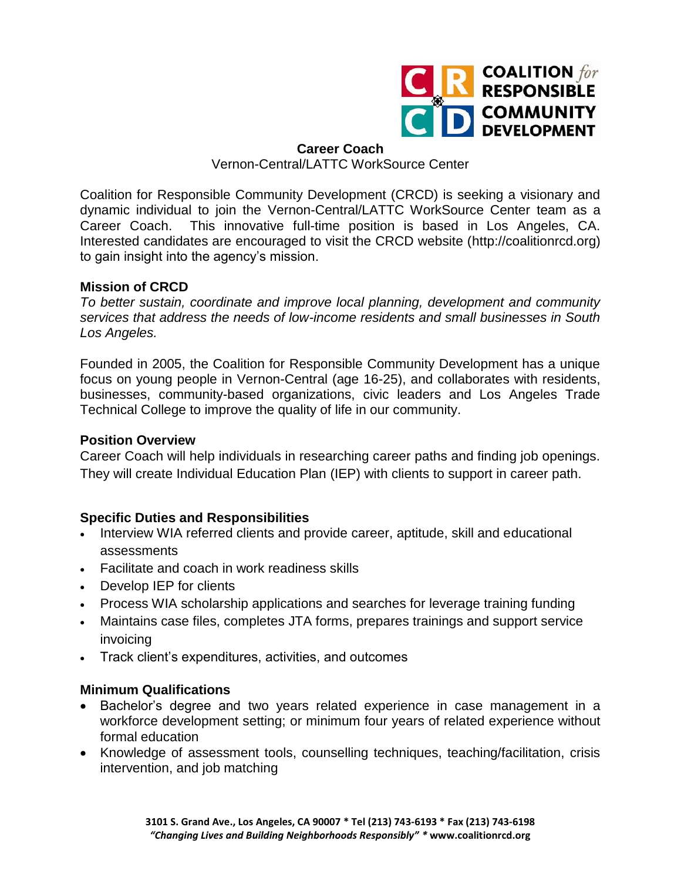COALITION *for* RESPONSIBLE COMMUNITY DEVELOPMENT

# Career Coach

Vernon-Central/LATTC WorkSource Center

Coalition for Responsible Community Development (CRCD) is seeking a visionary and dynamic individual to join the Vernon-Central/LATTC WorkSource Center team as a Career Coach. This innovative full-time position is based in Los Angeles, CA. Interested candidates are encouraged to visit the CRCD website (http://coalitionrcd.org) to gain insight into the agency's mission.

## Mission of CRCD

*To better sustain, coordinate and improve local planning, development and community services that address the needs of low-income residents and small businesses in South Los Angeles.*

Founded in 2005, the Coalition for Responsible Community Development has a unique focus on young people in Vernon-Central (age 16-25), and collaborates with residents, businesses, community-based organizations, civic leaders and Los Angeles Trade Technical College to improve the quality of life in our community.

## Position Overview

Career Coach will help individuals in researching career paths and finding job openings. They will create Individual Education Plan (IEP) with clients to support in career path.

## Specific Duties and Responsibilities

- Interview WIA referred clients and provide career, aptitude, skill and educational assessments
- Facilitate and coach in work readiness skills
- Develop IEP for clients
- Process WIA scholarship applications and searches for leverage training funding
- Maintains case files, completes JTA forms, prepares trainings and support service invoicing
- Track client's expenditures, activities, and outcomes

## Minimum Qualifications

- Bachelor's degree and two years related experience in case management in a workforce development setting; or minimum four years of related experience without formal education
- Knowledge of assessment tools, counselling techniques, teaching/facilitation, crisis intervention, and job matching

**3101 S. Grand Ave., Los Angeles, CA 90007 * Tel (213) 743-6193 * Fax (213) 743-6198**
***"Changing Lives and Building Neighborhoods Responsibly"* * www.coalitionrcd.org**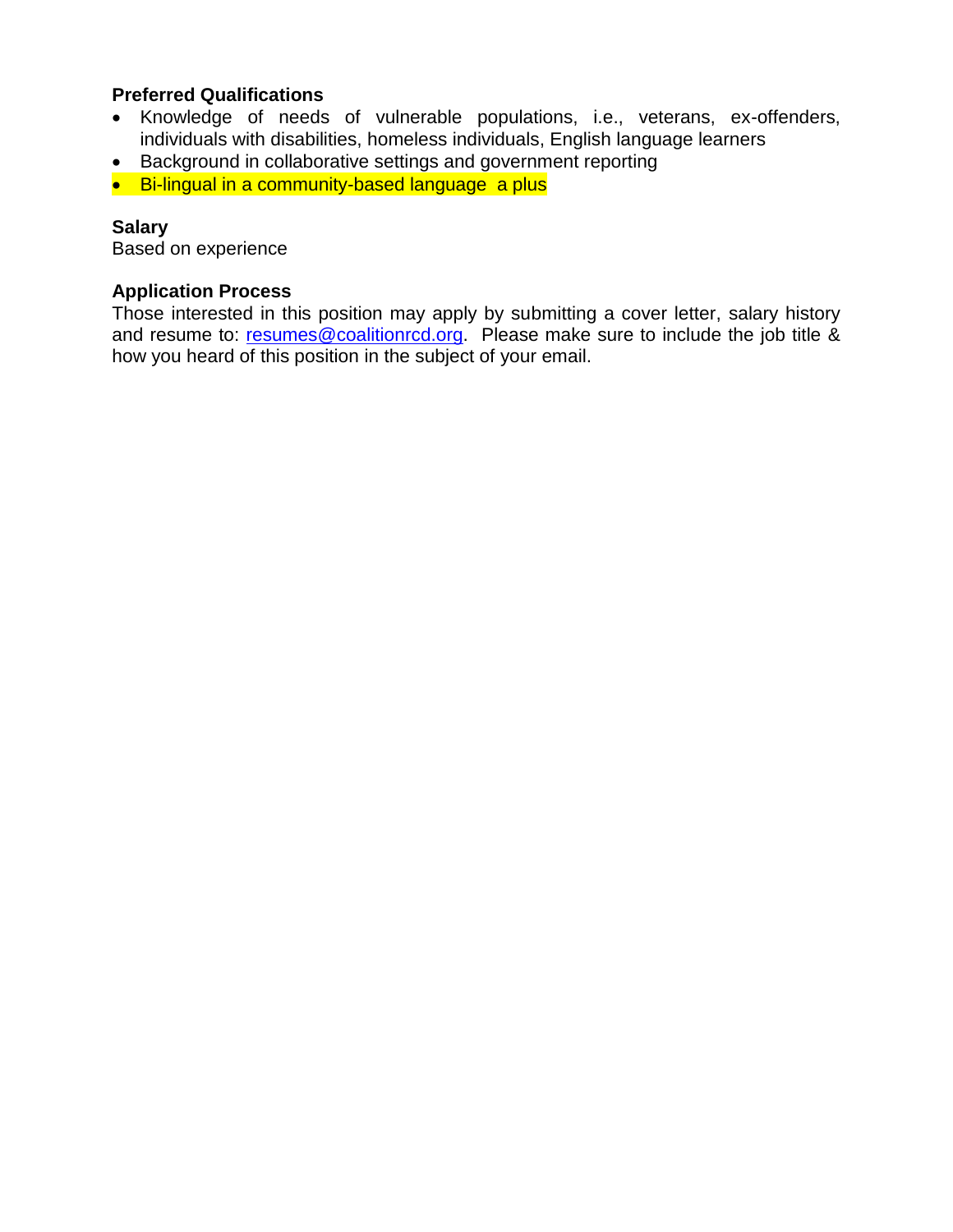**Preferred Qualifications**

- Knowledge of needs of vulnerable populations, i.e., veterans, ex-offenders, individuals with disabilities, homeless individuals, English language learners
- Background in collaborative settings and government reporting
- Bi-lingual in a community-based language a plus

**Salary**

Based on experience

**Application Process**

Those interested in this position may apply by submitting a cover letter, salary history and resume to: resumes@coalitionrcd.org. Please make sure to include the job title & how you heard of this position in the subject of your email.